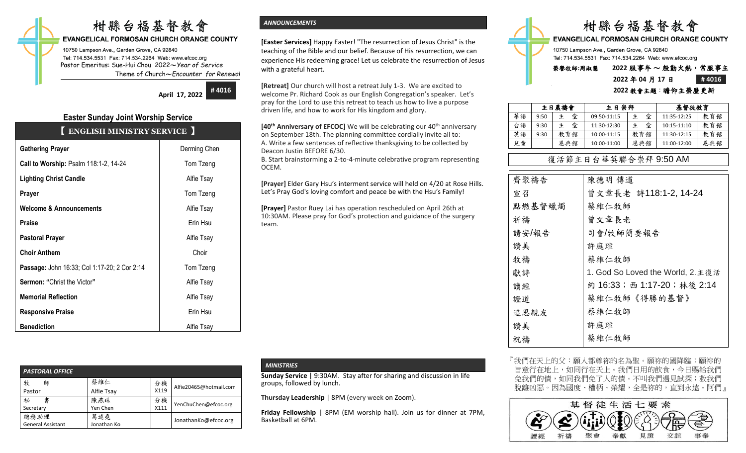# 柑縣台福基督教會

**EVANGELICAL FORMOSAN CHURCH ORANGE COUNTY**

10750 Lampson Ave., Garden Grove, CA 92840
Tel: 714.534.5531 Fax: 714.534.2264 Web: www.efcoc.org
Pastor Emeritus: Sue-Hui Chou 2022～Year of Service
Theme of Church～Encounter for Renewal

**April 17, 2022** **# 4016**

## Easter Sunday Joint Worship Service

| 【 ENGLISH MINISTRY SERVICE 】 | |
|---|---|
| **Gathering Prayer** | Derming Chen |
| **Call to Worship:** Psalm 118:1-2, 14-24 | Tom Tzeng |
| **Lighting Christ Candle** | Alfie Tsay |
| **Prayer** | Tom Tzeng |
| **Welcome & Announcements** | Alfie Tsay |
| **Praise** | Erin Hsu |
| **Pastoral Prayer** | Alfie Tsay |
| **Choir Anthem** | Choir |
| **Passage:** John 16:33; Col 1:17-20; 2 Cor 2:14 | Tom Tzeng |
| **Sermon: "**Christ the Victor**"** | Alfie Tsay |
| **Memorial Reflection** | Alfie Tsay |
| **Responsive Praise** | Erin Hsu |
| **Benediction** | Alfie Tsay |

### PASTORAL OFFICE

| | | | |
|---|---|---|---|
| 牧　師 Pastor | 蔡維仁 Alfie Tsay | 分機 X119 | Alfie20465@hotmail.com |
| 秘　書 Secretary | 陳燕珠 Yen Chen | 分機 X111 | YenChuChen@efcoc.org |
| 總務助理 General Assistant | 葛述堯 Jonathan Ko | | JonathanKo@efcoc.org |

### ANNOUNCEMENTS

**[Easter Services]** Happy Easter! "The resurrection of Jesus Christ" is the teaching of the Bible and our belief. Because of His resurrection, we can experience His redeeming grace! Let us celebrate the resurrection of Jesus with a grateful heart.

**[Retreat]** Our church will host a retreat July 1-3. We are excited to welcome Pr. Richard Cook as our English Congregation's speaker. Let's pray for the Lord to use this retreat to teach us how to live a purpose driven life, and how to work for His kingdom and glory.

**[40th Anniversary of EFCOC]** We will be celebrating our 40th anniversary on September 18th. The planning committee cordially invite all to:
A. Write a few sentences of reflective thanksgiving to be collected by Deacon Justin BEFORE 6/30.
B. Start brainstorming a 2-to-4-minute celebrative program representing OCEM.

**[Prayer]** Elder Gary Hsu's interment service will held on 4/20 at Rose Hills. Let's Pray God's loving comfort and peace be with the Hsu's Family!

**[Prayer]** Pastor Ruey Lai has operation rescheduled on April 26th at 10:30AM. Please pray for God's protection and guidance of the surgery team.

### MINISTRIES

**Sunday Service** | 9:30AM. Stay after for sharing and discussion in life groups, followed by lunch.

**Thursday Leadership** | 8PM (every week on Zoom).

**Friday Fellowship** | 8PM (EM worship hall). Join us for dinner at 7PM, Basketball at 6PM.

# 柑縣台福基督教會

**EVANGELICAL FORMOSAN CHURCH ORANGE COUNTY**

10750 Lampson Ave., Garden Grove, CA 92840
Tel: 714.534.5531 Fax: 714.534.2264 Web: www.efcoc.org
榮譽牧師:周淑慧　2022 服事年 ～ 殷勤火熱，常服事主
2022 年 04 月 17 日　# 4016
2022 教會主題：瞻仰主榮歷更新

| | 主日晨禱會 | | 主日崇拜 | | 基督徒教育 | |
|---|---|---|---|---|---|---|
| 華語 | 9:50 | 主　堂 | 09:50-11:15 | 主　堂 | 11:35-12:25 | 教育館 |
| 台語 | 9:30 | 主　堂 | 11:30-12:30 | 主　堂 | 10:15-11:10 | 教育館 |
| 英語 | 9:30 | 教育館 | 10:00-11:15 | 教育館 | 11:30-12:15 | 教育館 |
| 兒童 | | 恩典館 | 10:00-11:00 | 恩典館 | 11:00-12:00 | 恩典館 |

## 復活節主日台華英聯合崇拜 9:50 AM

| | |
|---|---|
| 齊聚禱告 | 陳德明 傳道 |
| 宣召 | 曾文章長老 詩118:1-2, 14-24 |
| 點燃基督蠟燭 | 蔡維仁牧師 |
| 祈禱 | 曾文章長老 |
| 請安/報告 | 司會/牧師簡要報告 |
| 讚美 | 許庭瑄 |
| 牧禱 | 蔡維仁牧師 |
| 獻詩 | 1. God So Loved the World, 2.主復活 |
| 讀經 | 約 16:33；西 1:17-20；林後 2:14 |
| 證道 | 蔡維仁牧師《得勝的基督》 |
| 追思親友 | 蔡維仁牧師 |
| 讚美 | 許庭瑄 |
| 祝禱 | 蔡維仁牧師 |

『我們在天上的父：願人都尊祢的名為聖。願祢的國降臨；願祢的旨意行在地上，如同行在天上。我們日用的飲食，今日賜給我們。免我們的債，如同我們免了人的債。不叫我們遇見試探；救我們脫離兇惡。因為國度、權柄、榮耀，全是祢的，直到永遠。阿們』

**基督徒生活七要素**

讀經　祈禱　聚會　奉獻　見證　交誼　事奉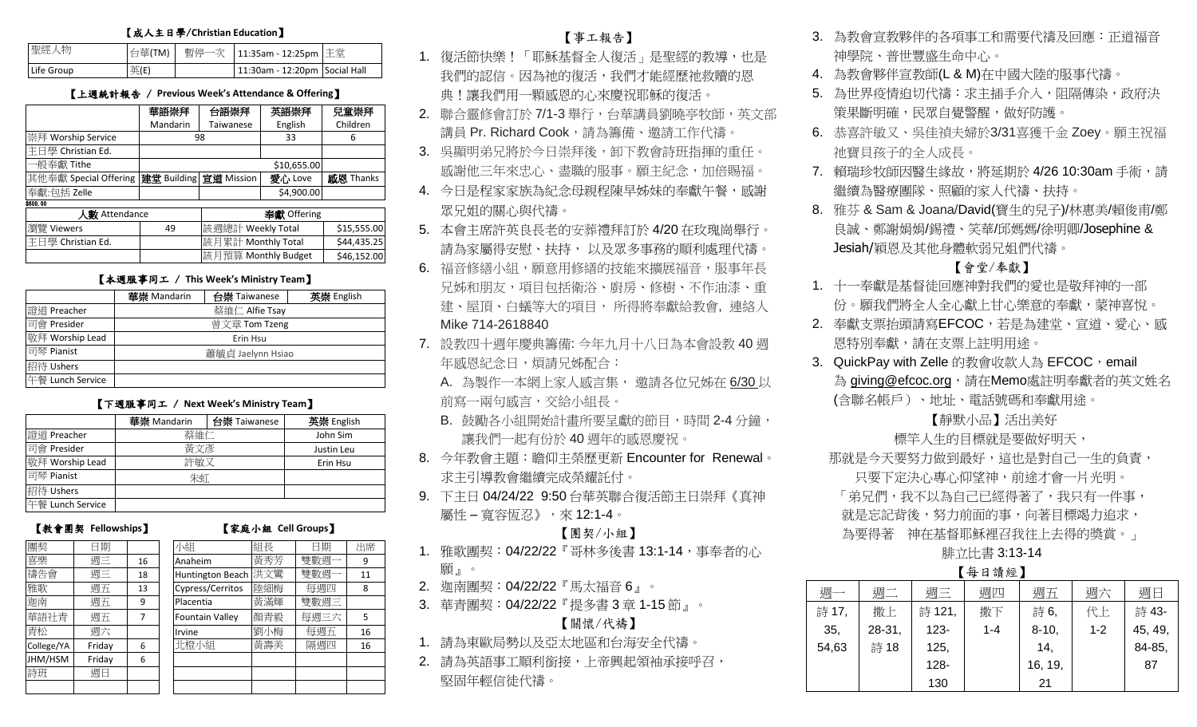【成人主日學/Christian Education】

| | | | | |
|---|---|---|---|---|
| 聖經人物 | 台華(TM) | 暫停一次 | 11:35am - 12:25pm | 主堂 |
| Life Group | 英(E) | | 11:30am - 12:20pm | Social Hall |

【上週統計報告 / Previous Week's Attendance & Offering】

| | 華語崇拜 Mandarin | 台語崇拜 Taiwanese | 英語崇拜 English | 兒童崇拜 Children |
|---|---|---|---|---|
| 崇拜 Worship Service | 98 | | 33 | 6 |
| 主日學 Christian Ed. | | | | |
| 一般奉獻 Tithe | | | $10,655.00 | |
| 其他奉獻 Special Offering | 建堂 Building | 宣道 Mission | 愛心 Love | 感恩 Thanks |
| 奉獻:包括 Zelle | | | $4,900.00 | |

$600.00

| 人數 Attendance | | 奉獻 Offering | |
|---|---|---|---|
| 瀏覽 Viewers | 49 | 該週總計 Weekly Total | $15,555.00 |
| 主日學 Christian Ed. | | 該月累計 Monthly Total | $44,435.25 |
| | | 該月預算 Monthly Budget | $46,152.00 |

【本週服事同工 / This Week's Ministry Team】

| | 華崇 Mandarin | 台崇 Taiwanese | 英崇 English |
|---|---|---|---|
| 證道 Preacher | 蔡維仁 Alfie Tsay | | |
| 司會 Presider | 曾文章 Tom Tzeng | | |
| 敬拜 Worship Lead | Erin Hsu | | |
| 司琴 Pianist | 蕭毓貞 Jaelynn Hsiao | | |
| 招待 Ushers | | | |
| 午餐 Lunch Service | | | |

【下週服事同工 / Next Week's Ministry Team】

| | 華崇 Mandarin | 台崇 Taiwanese | 英崇 English |
|---|---|---|---|
| 證道 Preacher | 蔡維仁 | | John Sim |
| 司會 Presider | 黃文彥 | | Justin Leu |
| 敬拜 Worship Lead | 許敏又 | | Erin Hsu |
| 司琴 Pianist | 朱虹 | | |
| 招待 Ushers | | | |
| 午餐 Lunch Service | | | |

【教會團契 Fellowships】

| 團契 | 日期 | |
|---|---|---|
| 喜樂 | 週三 | 16 |
| 禱告會 | 週三 | 18 |
| 雅歌 | 週五 | 13 |
| 迦南 | 週五 | 9 |
| 華語社青 | 週五 | 7 |
| 青松 | 週六 | |
| College/YA | Friday | 6 |
| JHM/HSM | Friday | 6 |
| 詩班 | 週日 | |

【家庭小組 Cell Groups】

| 小組 | 組長 | 日期 | 出席 |
|---|---|---|---|
| Anaheim | 黃秀芳 | 雙數週一 | 9 |
| Huntington Beach | 洪文鸞 | 雙數週一 | 11 |
| Cypress/Cerritos | 陸細梅 | 每週四 | 8 |
| Placentia | 黃滿輝 | 雙數週三 | |
| Fountain Valley | 顏青毅 | 每週三六 | 5 |
| Irvine | 劉小梅 | 每週五 | 16 |
| 北橙小組 | 黃壽美 | 隔週四 | 16 |

【事工報告】

1. 復活節快樂！「耶穌基督全人復活」是聖經的教導，也是我們的認信。因為祂的復活，我們才能經歷祂救贖的恩典！讓我們用一顆感恩的心來慶祝耶穌的復活。
2. 聯合靈修會訂於 7/1-3 舉行，台華講員劉曉亭牧師，英文部講員 Pr. Richard Cook，請為籌備、邀請工作代禱。
3. 吳顯明弟兄將於今日崇拜後，卸下教會詩班指揮的重任。感謝他三年來忠心、盡職的服事。願主紀念，加倍賜福。
4. 今日是程家家族為紀念母親程陳早妹姊妹的奉獻午餐，感謝眾兄姐的關心與代禱。
5. 本會主席許英良長老的安葬禮拜訂於 4/20 在玫瑰崗舉行。請為家屬得安慰、扶持， 以及眾多事務的順利處理代禱。
6. 福音修繕小組，願意用修繕的技能來擴展福音，服事年長兄姊和朋友，項目包括衛浴、廚房、修樹、不作油漆、重建、屋頂、白蟻等大的項目， 所得將奉獻給教會，連絡人 Mike 714-2618840
7. 設教四十週年慶典籌備: 今年九月十八日為本會設教 40 週年感恩紀念日，煩請兄姊配合：
   A. 為製作一本網上家人感言集， 邀請各位兄姊在 6/30 以前寫一兩句感言，交給小組長。
   B. 鼓勵各小組開始計畫所要呈獻的節目，時間 2-4 分鐘，讓我們一起有份於 40 週年的感恩慶祝。
8. 今年教會主題：瞻仰主榮歷更新 Encounter for Renewal。求主引導教會繼續完成榮耀託付。
9. 下主日 04/24/22 9:50 台華英聯合復活節主日崇拜《真神屬性 – 寬容恆忍》，來 12:1-4。

【團契/小組】

1. 雅歌團契：04/22/22『哥林多後書 13:1-14，事奉者的心願』。
2. 迦南團契：04/22/22『馬太福音 6』。
3. 華青團契：04/22/22『提多書 3 章 1-15 節』。

【關懷/代禱】

1. 請為東歐局勢以及亞太地區和台海安全代禱。
2. 請為英語事工順利銜接，上帝興起領袖承接呼召，堅固年輕信徒代禱。
3. 為教會宣教夥伴的各項事工和需要代禱及回應：正道福音神學院、普世豐盛生命中心。
4. 為教會夥伴宣教師(L & M)在中國大陸的服事代禱。
5. 為世界疫情迫切代禱：求主插手介入，阻隔傳染，政府決策果斷明確，民眾自覺警醒，做好防護。
6. 恭喜許敏又、吳佳禎夫婦於3/31喜獲千金 Zoey。願主祝福祂寶貝孩子的全人成長。
7. 賴瑞珍牧師因醫生緣故，將延期於 4/26 10:30am 手術，請繼續為醫療團隊、照顧的家人代禱、扶持。
8. 雅芬 & Sam & Joana/David(寶生的兒子)/林惠美/賴俊甫/鄭良誠、鄭謝娟娟/錫禮、笑華/邱媽媽/徐明卿/Josephine & Jesiah/穎恩及其他身體軟弱兄姐們代禱。

【會堂/奉獻】

1. 十一奉獻是基督徒回應神對我們的愛也是敬拜神的一部份。願我們將全人全心獻上甘心樂意的奉獻，蒙神喜悅。
2. 奉獻支票抬頭請寫EFCOC，若是為建堂、宣道、愛心、感恩特別奉獻，請在支票上註明用途。
3. QuickPay with Zelle 的教會收款人為 EFCOC，email 為 giving@efcoc.org，請在Memo處註明奉獻者的英文姓名(含聯名帳戶）、地址、電話號碼和奉獻用途。

【靜默小品】活出美好

標竿人生的目標就是要做好明天，

那就是今天要努力做到最好，這也是對自己一生的負責，

只要下定決心專心仰望神，前途才會一片光明。

「弟兄們，我不以為自己已經得著了，我只有一件事，

就是忘記背後，努力面前的事，向著目標竭力追求，

為要得著 神在基督耶穌裡召我往上去得的獎賞。」

腓立比書 3:13-14

【每日讀經】

| 週一 | 週二 | 週三 | 週四 | 週五 | 週六 | 週日 |
|---|---|---|---|---|---|---|
| 詩 17, 35, 54,63 | 撒上 28-31, 詩 18 | 詩 121, 123-125, 128-130 | 撒下 1-4 | 詩 6, 8-10, 14, 16, 19, 21 | 代上 1-2 | 詩 43-45, 49, 84-85, 87 |